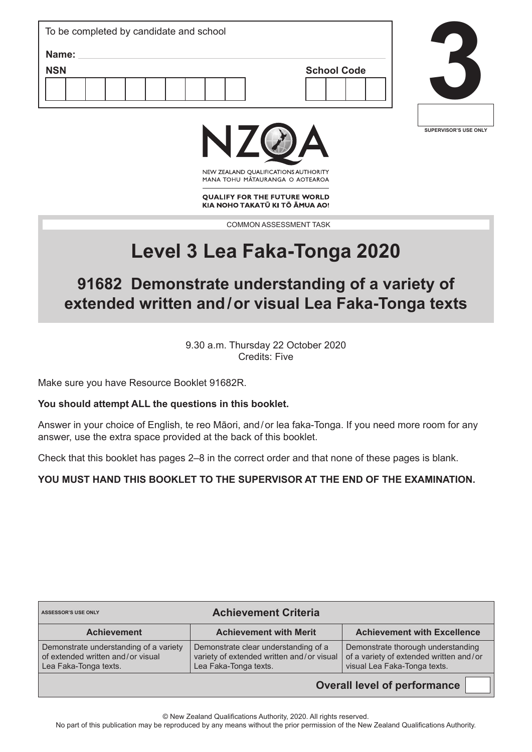To be completed by candidate and school

**Name:**

**NSN**

**School Code**

# 3

SUPERVISOR'S USE ONLY

NZQA

NEW ZEALAND QUALIFICATIONS AUTHORITY
MANA TOHU MĀTAURANGA O AOTEAROA

**QUALIFY FOR THE FUTURE WORLD**
**KIA NOHO TAKATŪ KI TŌ ĀMUA AO!**

COMMON ASSESSMENT TASK

# Level 3 Lea Faka-Tonga 2020

## 91682 Demonstrate understanding of a variety of extended written and / or visual Lea Faka-Tonga texts

9.30 a.m. Thursday 22 October 2020
Credits: Five

Make sure you have Resource Booklet 91682R.

**You should attempt ALL the questions in this booklet.**

Answer in your choice of English, te reo Māori, and / or lea faka-Tonga. If you need more room for any answer, use the extra space provided at the back of this booklet.

Check that this booklet has pages 2–8 in the correct order and that none of these pages is blank.

**YOU MUST HAND THIS BOOKLET TO THE SUPERVISOR AT THE END OF THE EXAMINATION.**

| ASSESSOR'S USE ONLY — Achievement Criteria | | |
|---|---|---|
| **Achievement** | **Achievement with Merit** | **Achievement with Excellence** |
| Demonstrate understanding of a variety of extended written and / or visual Lea Faka-Tonga texts. | Demonstrate clear understanding of a variety of extended written and / or visual Lea Faka-Tonga texts. | Demonstrate thorough understanding of a variety of extended written and / or visual Lea Faka-Tonga texts. |
| | | **Overall level of performance** |

© New Zealand Qualifications Authority, 2020. All rights reserved.
No part of this publication may be reproduced by any means without the prior permission of the New Zealand Qualifications Authority.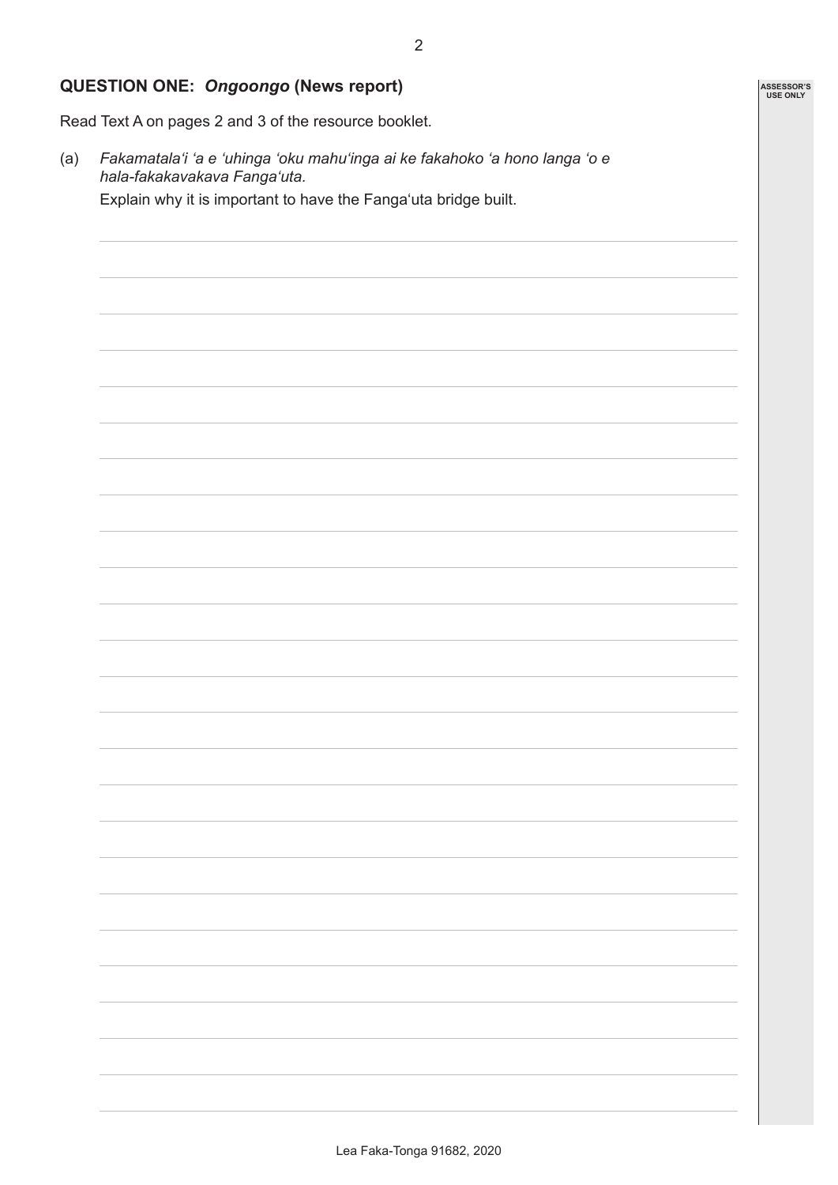## QUESTION ONE: *Ongoongo* (News report)

Read Text A on pages 2 and 3 of the resource booklet.

(a) *Fakamatala'i 'a e 'uhinga 'oku mahu'inga ai ke fakahoko 'a hono langa 'o e hala-fakakavakava Fanga'uta.*

Explain why it is important to have the Fanga'uta bridge built.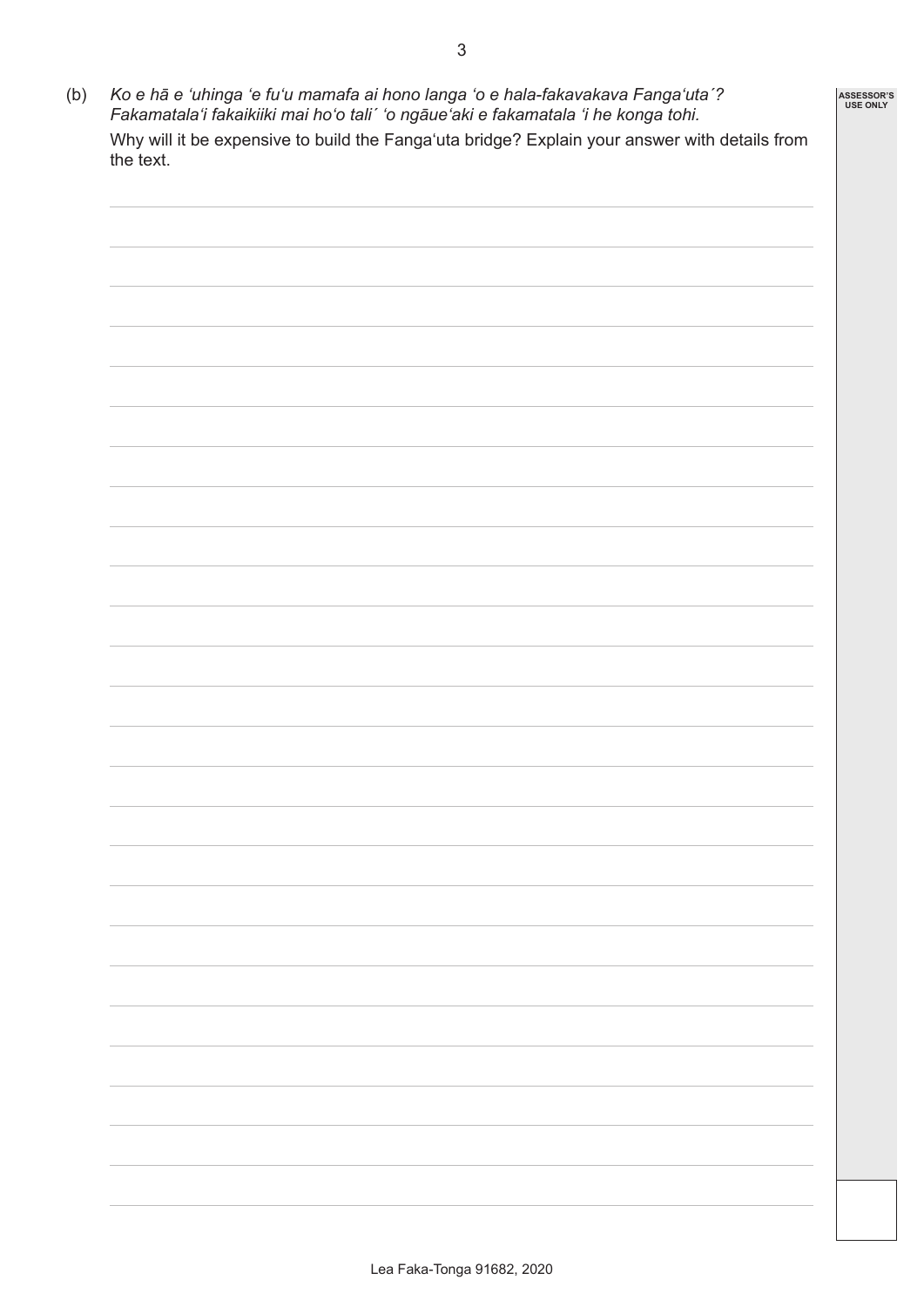(b) *Ko e hā e ʻuhinga ʻe fuʻu mamafa ai hono langa ʻo e hala-fakavakava Fangaʻuta´? Fakamatalaʻi fakaikiiki mai hoʻo tali´ ʻo ngāueʻaki e fakamatala ʻi he konga tohi.*

Why will it be expensive to build the Fangaʻuta bridge? Explain your answer with details from the text.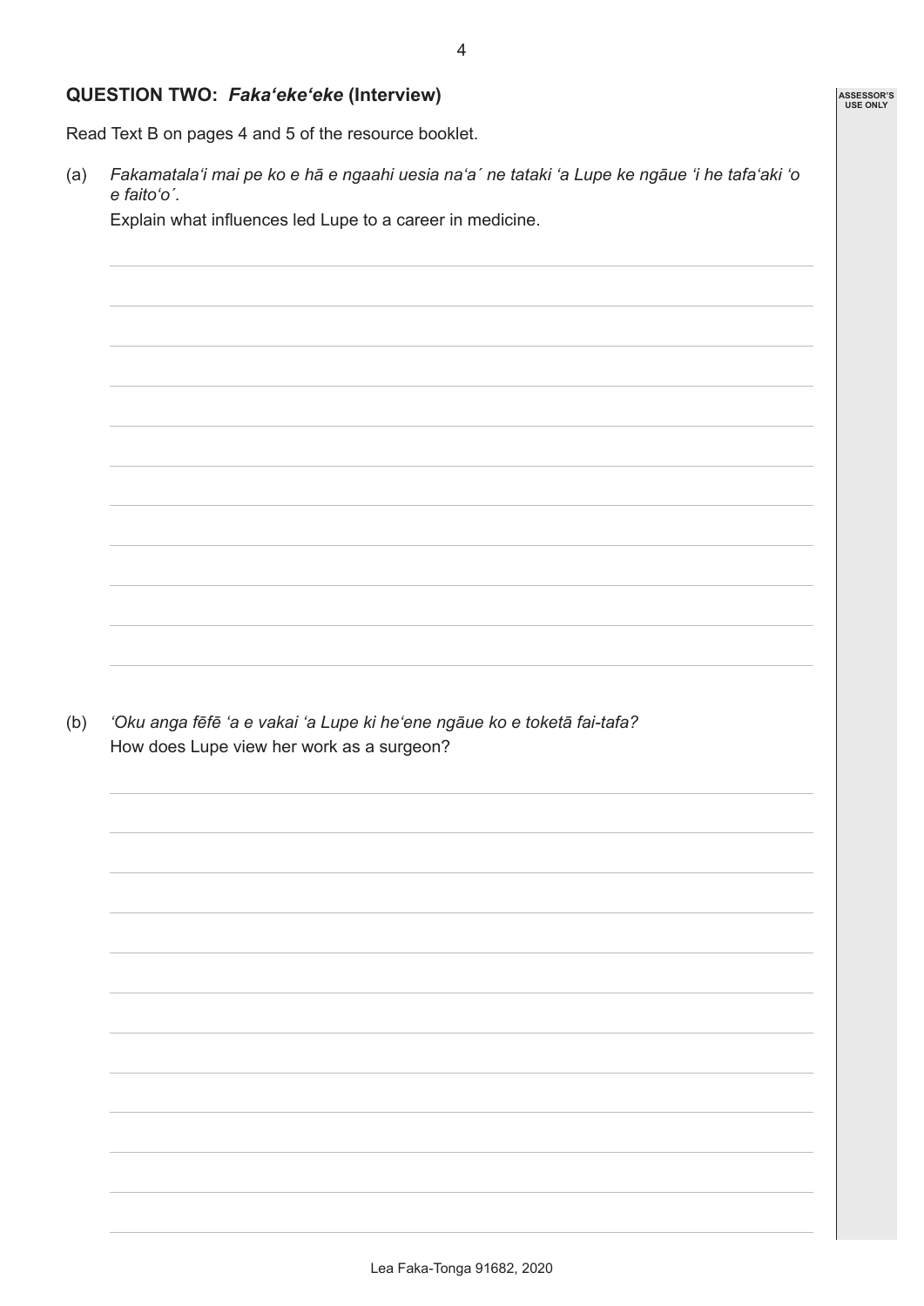## QUESTION TWO: *Faka'eke'eke* (Interview)

Read Text B on pages 4 and 5 of the resource booklet.

(a) *Fakamatala'i mai pe ko e hā e ngaahi uesia na'a´ ne tataki 'a Lupe ke ngāue 'i he tafa'aki 'o e faito'o´.*

Explain what influences led Lupe to a career in medicine.

(b) *'Oku anga fēfē 'a e vakai 'a Lupe ki he'ene ngāue ko e toketā fai-tafa?*

How does Lupe view her work as a surgeon?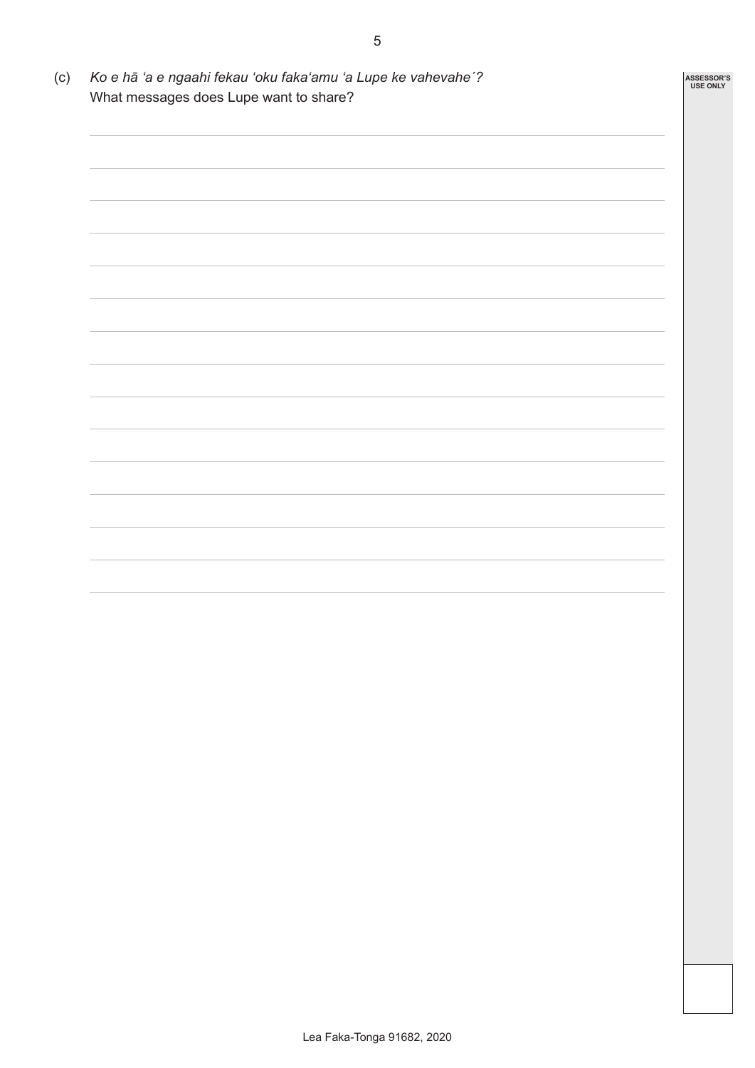(c) *Ko e hā ʻa e ngaahi fekau ʻoku fakaʻamu ʻa Lupe ke vahevaheˊ?*
What messages does Lupe want to share?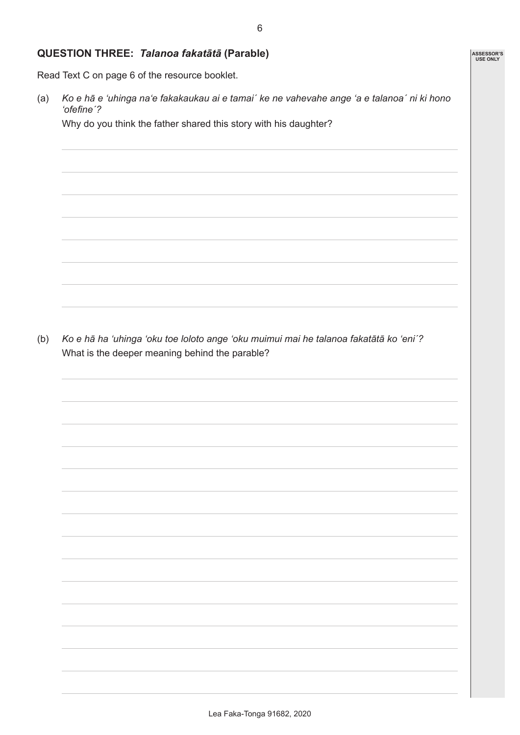## QUESTION THREE: *Talanoa fakatātā* (Parable)

Read Text C on page 6 of the resource booklet.

(a) *Ko e hā e ʻuhinga naʻe fakakaukau ai e tamai´ ke ne vahevahe ange ʻa e talanoa´ ni ki hono ʻofefine´?*

Why do you think the father shared this story with his daughter?

(b) *Ko e hā ha ʻuhinga ʻoku toe loloto ange ʻoku muimui mai he talanoa fakatātā ko ʻeni´?*

What is the deeper meaning behind the parable?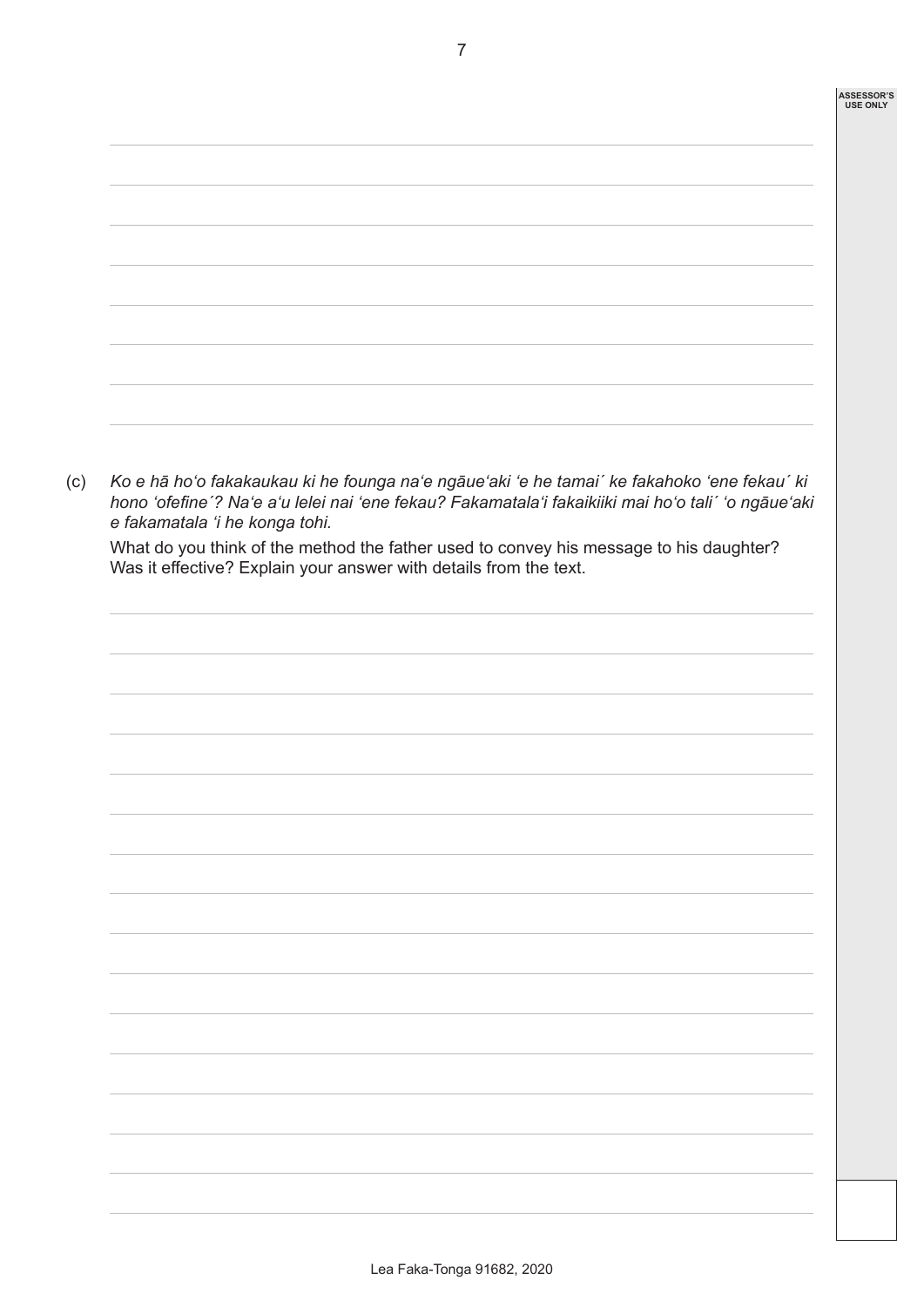(c) *Ko e hā ho'o fakakaukau ki he founga na'e ngāue'aki 'e he tamai´ ke fakahoko 'ene fekau´ ki hono 'ofefine´? Na'e a'u lelei nai 'ene fekau? Fakamatala'i fakaikiiki mai ho'o tali´ 'o ngāue'aki e fakamatala 'i he konga tohi.*

What do you think of the method the father used to convey his message to his daughter? Was it effective? Explain your answer with details from the text.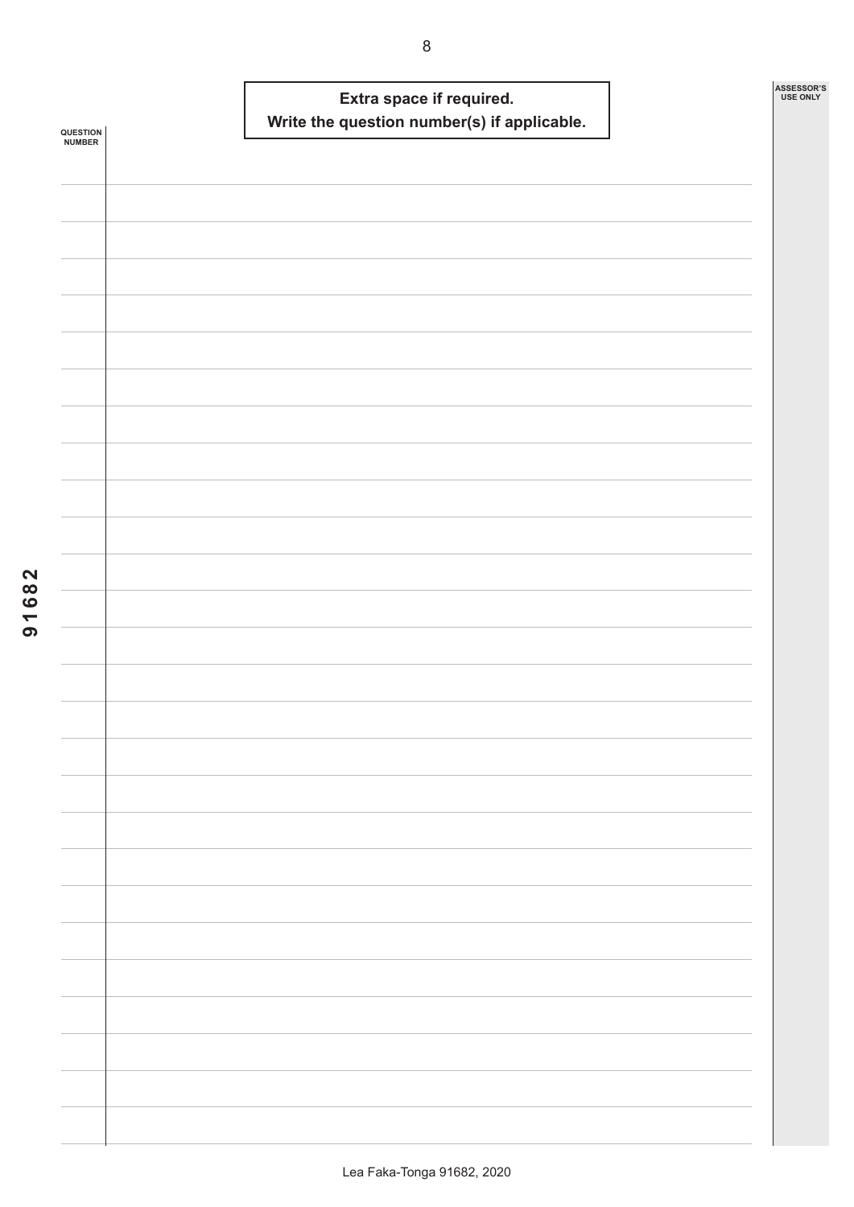**Extra space if required.**
**Write the question number(s) if applicable.**

QUESTION NUMBER

ASSESSOR'S USE ONLY

91682